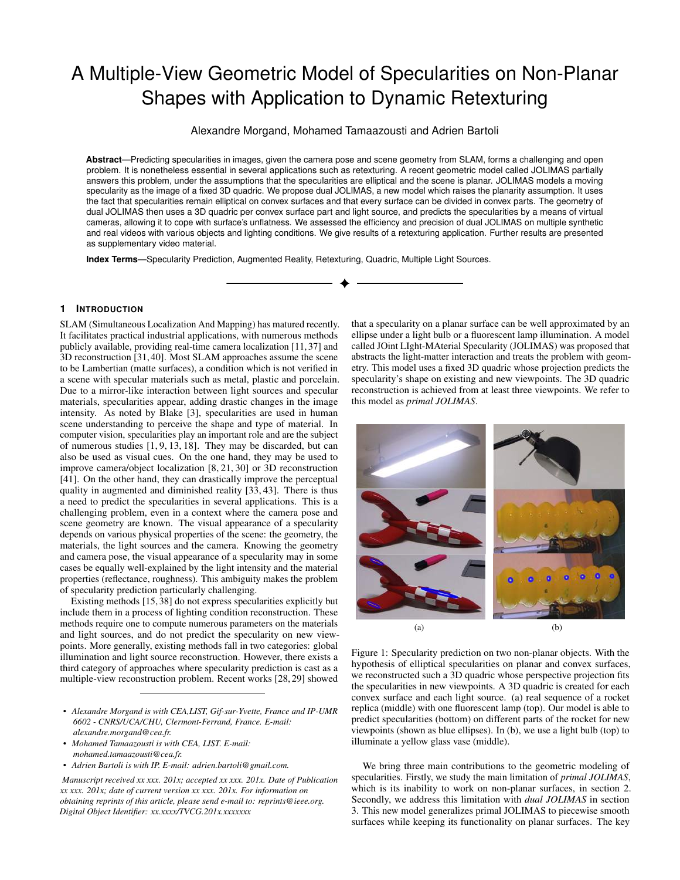# A Multiple-View Geometric Model of Specularities on Non-Planar Shapes with Application to Dynamic Retexturing

Alexandre Morgand, Mohamed Tamaazousti and Adrien Bartoli

**Abstract**—Predicting specularities in images, given the camera pose and scene geometry from SLAM, forms a challenging and open problem. It is nonetheless essential in several applications such as retexturing. A recent geometric model called JOLIMAS partially answers this problem, under the assumptions that the specularities are elliptical and the scene is planar. JOLIMAS models a moving specularity as the image of a fixed 3D quadric. We propose dual JOLIMAS, a new model which raises the planarity assumption. It uses the fact that specularities remain elliptical on convex surfaces and that every surface can be divided in convex parts. The geometry of dual JOLIMAS then uses a 3D quadric per convex surface part and light source, and predicts the specularities by a means of virtual cameras, allowing it to cope with surface's unflatness. We assessed the efficiency and precision of dual JOLIMAS on multiple synthetic and real videos with various objects and lighting conditions. We give results of a retexturing application. Further results are presented as supplementary video material.

**Index Terms**—Specularity Prediction, Augmented Reality, Retexturing, Quadric, Multiple Light Sources.

## 1 Introduction

SLAM (Simultaneous Localization And Mapping) has matured recently. It facilitates practical industrial applications, with numerous methods publicly available, providing real-time camera localization [11, 37] and 3D reconstruction [31, 40]. Most SLAM approaches assume the scene to be Lambertian (matte surfaces), a condition which is not verified in a scene with specular materials such as metal, plastic and porcelain. Due to a mirror-like interaction between light sources and specular materials, specularities appear, adding drastic changes in the image intensity. As noted by Blake [3], specularities are used in human scene understanding to perceive the shape and type of material. In computer vision, specularities play an important role and are the subject of numerous studies [1, 9, 13, 18]. They may be discarded, but can also be used as visual cues. On the one hand, they may be used to improve camera/object localization [8, 21, 30] or 3D reconstruction [41]. On the other hand, they can drastically improve the perceptual quality in augmented and diminished reality [33, 43]. There is thus a need to predict the specularities in several applications. This is a challenging problem, even in a context where the camera pose and scene geometry are known. The visual appearance of a specularity depends on various physical properties of the scene: the geometry, the materials, the light sources and the camera. Knowing the geometry and camera pose, the visual appearance of a specularity may in some cases be equally well-explained by the light intensity and the material properties (reflectance, roughness). This ambiguity makes the problem of specularity prediction particularly challenging.

Existing methods [15, 38] do not express specularities explicitly but include them in a process of lighting condition reconstruction. These methods require one to compute numerous parameters on the materials and light sources, and do not predict the specularity on new viewpoints. More generally, existing methods fall in two categories: global illumination and light source reconstruction. However, there exists a third category of approaches where specularity prediction is cast as a multiple-view reconstruction problem. Recent works [28, 29] showed that a specularity on a planar surface can be well approximated by an ellipse under a light bulb or a fluorescent lamp illumination. A model called JOint LIght-MAterial Specularity (JOLIMAS) was proposed that abstracts the light-matter interaction and treats the problem with geometry. This model uses a fixed 3D quadric whose projection predicts the specularity's shape on existing and new viewpoints. The 3D quadric reconstruction is achieved from at least three viewpoints. We refer to this model as *primal JOLIMAS*.

(a) (b)

Figure 1: Specularity prediction on two non-planar objects. With the hypothesis of elliptical specularities on planar and convex surfaces, we reconstructed such a 3D quadric whose perspective projection fits the specularities in new viewpoints. A 3D quadric is created for each convex surface and each light source. (a) real sequence of a rocket replica (middle) with one fluorescent lamp (top). Our model is able to predict specularities (bottom) on different parts of the rocket for new viewpoints (shown as blue ellipses). In (b), we use a light bulb (top) to illuminate a yellow glass vase (middle).

We bring three main contributions to the geometric modeling of specularities. Firstly, we study the main limitation of *primal JOLIMAS*, which is its inability to work on non-planar surfaces, in section 2. Secondly, we address this limitation with *dual JOLIMAS* in section 3. This new model generalizes primal JOLIMAS to piecewise smooth surfaces while keeping its functionality on planar surfaces. The key

---

- *Alexandre Morgand is with CEA,LIST, Gif-sur-Yvette, France and IP-UMR 6602 - CNRS/UCA/CHU, Clermont-Ferrand, France. E-mail: alexandre.morgand@cea.fr.*
- *Mohamed Tamaazousti is with CEA, LIST. E-mail: mohamed.tamaazousti@cea.fr.*
- *Adrien Bartoli is with IP. E-mail: adrien.bartoli@gmail.com.*

*Manuscript received xx xxx. 201x; accepted xx xxx. 201x. Date of Publication xx xxx. 201x; date of current version xx xxx. 201x. For information on obtaining reprints of this article, please send e-mail to: reprints@ieee.org. Digital Object Identifier: xx.xxxx/TVCG.201x.xxxxxxx*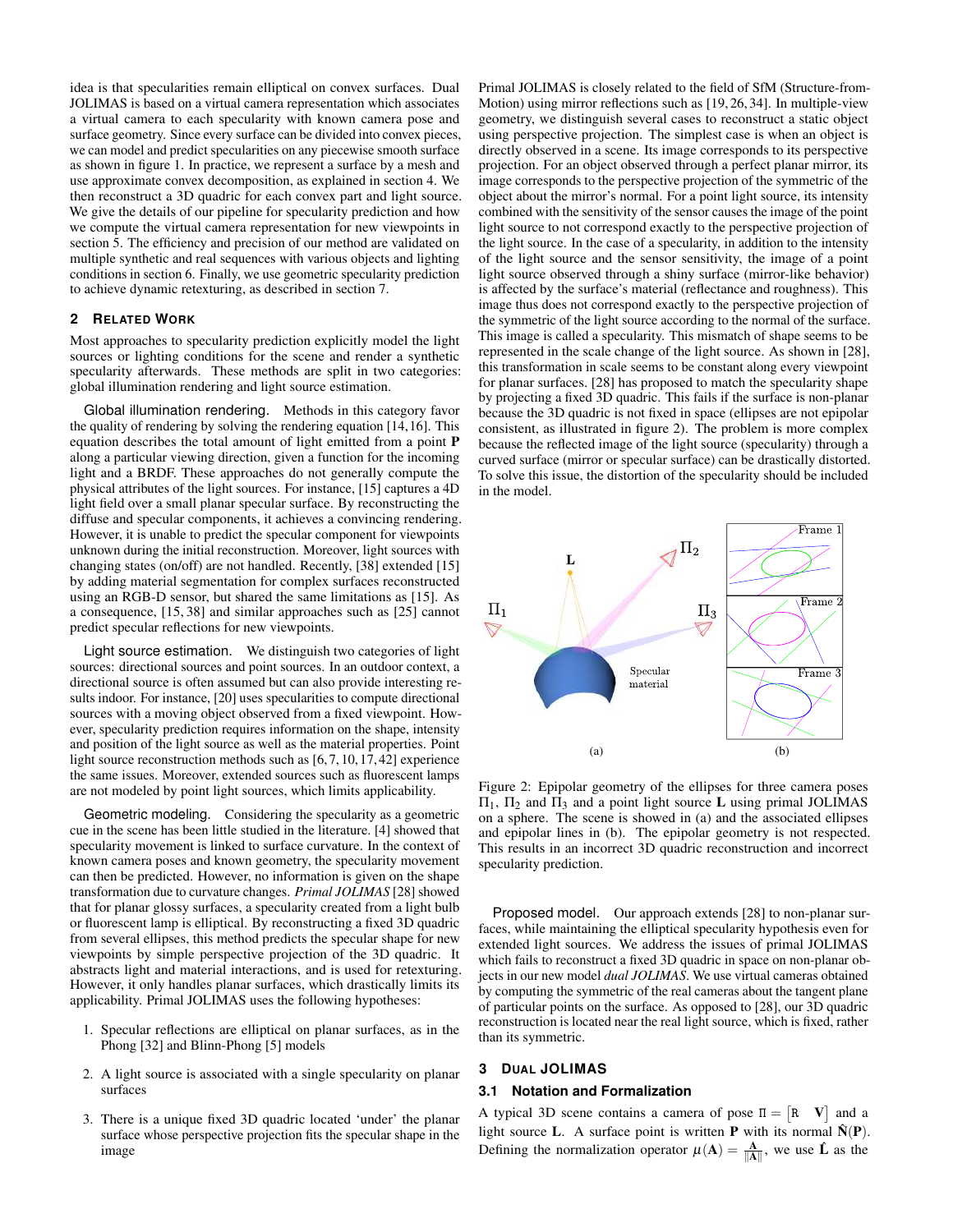idea is that specularities remain elliptical on convex surfaces. Dual JOLIMAS is based on a virtual camera representation which associates a virtual camera to each specularity with known camera pose and surface geometry. Since every surface can be divided into convex pieces, we can model and predict specularities on any piecewise smooth surface as shown in figure 1. In practice, we represent a surface by a mesh and use approximate convex decomposition, as explained in section 4. We then reconstruct a 3D quadric for each convex part and light source. We give the details of our pipeline for specularity prediction and how we compute the virtual camera representation for new viewpoints in section 5. The efficiency and precision of our method are validated on multiple synthetic and real sequences with various objects and lighting conditions in section 6. Finally, we use geometric specularity prediction to achieve dynamic retexturing, as described in section 7.

## 2 Related Work

Most approaches to specularity prediction explicitly model the light sources or lighting conditions for the scene and render a synthetic specularity afterwards. These methods are split in two categories: global illumination rendering and light source estimation.

**Global illumination rendering.** Methods in this category favor the quality of rendering by solving the rendering equation [14,16]. This equation describes the total amount of light emitted from a point $\mathbf{P}$ along a particular viewing direction, given a function for the incoming light and a BRDF. These approaches do not generally compute the physical attributes of the light sources. For instance, [15] captures a 4D light field over a small planar specular surface. By reconstructing the diffuse and specular components, it achieves a convincing rendering. However, it is unable to predict the specular component for viewpoints unknown during the initial reconstruction. Moreover, light sources with changing states (on/off) are not handled. Recently, [38] extended [15] by adding material segmentation for complex surfaces reconstructed using an RGB-D sensor, but shared the same limitations as [15]. As a consequence, [15, 38] and similar approaches such as [25] cannot predict specular reflections for new viewpoints.

**Light source estimation.** We distinguish two categories of light sources: directional sources and point sources. In an outdoor context, a directional source is often assumed but can also provide interesting results indoor. For instance, [20] uses specularities to compute directional sources with a moving object observed from a fixed viewpoint. However, specularity prediction requires information on the shape, intensity and position of the light source as well as the material properties. Point light source reconstruction methods such as [6,7,10,17,42] experience the same issues. Moreover, extended sources such as fluorescent lamps are not modeled by point light sources, which limits applicability.

**Geometric modeling.** Considering the specularity as a geometric cue in the scene has been little studied in the literature. [4] showed that specularity movement is linked to surface curvature. In the context of known camera poses and known geometry, the specularity movement can then be predicted. However, no information is given on the shape transformation due to curvature changes. *Primal JOLIMAS* [28] showed that for planar glossy surfaces, a specularity created from a light bulb or fluorescent lamp is elliptical. By reconstructing a fixed 3D quadric from several ellipses, this method predicts the specular shape for new viewpoints by simple perspective projection of the 3D quadric. It abstracts light and material interactions, and is used for retexturing. However, it only handles planar surfaces, which drastically limits its applicability. Primal JOLIMAS uses the following hypotheses:

1. Specular reflections are elliptical on planar surfaces, as in the Phong [32] and Blinn-Phong [5] models
2. A light source is associated with a single specularity on planar surfaces
3. There is a unique fixed 3D quadric located 'under' the planar surface whose perspective projection fits the specular shape in the image

Primal JOLIMAS is closely related to the field of SfM (Structure-from-Motion) using mirror reflections such as [19,26,34]. In multiple-view geometry, we distinguish several cases to reconstruct a static object using perspective projection. The simplest case is when an object is directly observed in a scene. Its image corresponds to its perspective projection. For an object observed through a perfect planar mirror, its image corresponds to the perspective projection of the symmetric of the object about the mirror's normal. For a point light source, its intensity combined with the sensitivity of the sensor causes the image of the point light source to not correspond exactly to the perspective projection of the light source. In the case of a specularity, in addition to the intensity of the light source and the sensor sensitivity, the image of a point light source observed through a shiny surface (mirror-like behavior) is affected by the surface's material (reflectance and roughness). This image thus does not correspond exactly to the perspective projection of the symmetric of the light source according to the normal of the surface. This image is called a specularity. This mismatch of shape seems to be represented in the scale change of the light source. As shown in [28], this transformation in scale seems to be constant along every viewpoint for planar surfaces. [28] has proposed to match the specularity shape by projecting a fixed 3D quadric. This fails if the surface is non-planar because the 3D quadric is not fixed in space (ellipses are not epipolar consistent, as illustrated in figure 2). The problem is more complex because the reflected image of the light source (specularity) through a curved surface (mirror or specular surface) can be drastically distorted. To solve this issue, the distortion of the specularity should be included in the model.

Figure 2: Epipolar geometry of the ellipses for three camera poses $\Pi_1$, $\Pi_2$ and $\Pi_3$ and a point light source $\mathbf{L}$ using primal JOLIMAS on a sphere. The scene is showed in (a) and the associated ellipses and epipolar lines in (b). The epipolar geometry is not respected. This results in an incorrect 3D quadric reconstruction and incorrect specularity prediction.

**Proposed model.** Our approach extends [28] to non-planar surfaces, while maintaining the elliptical specularity hypothesis even for extended light sources. We address the issues of primal JOLIMAS which fails to reconstruct a fixed 3D quadric in space on non-planar objects in our new model *dual JOLIMAS*. We use virtual cameras obtained by computing the symmetric of the real cameras about the tangent plane of particular points on the surface. As opposed to [28], our 3D quadric reconstruction is located near the real light source, which is fixed, rather than its symmetric.

## 3 Dual JOLIMAS

### 3.1 Notation and Formalization

A typical 3D scene contains a camera of pose $\Pi = \begin{bmatrix} \mathtt{R} & \mathbf{V} \end{bmatrix}$ and a light source $\mathbf{L}$. A surface point is written $\mathbf{P}$ with its normal $\hat{\mathbf{N}}(\mathbf{P})$. Defining the normalization operator $\mu(\mathbf{A}) = \frac{\mathbf{A}}{\|\mathbf{A}\|}$, we use $\hat{\mathbf{L}}$ as the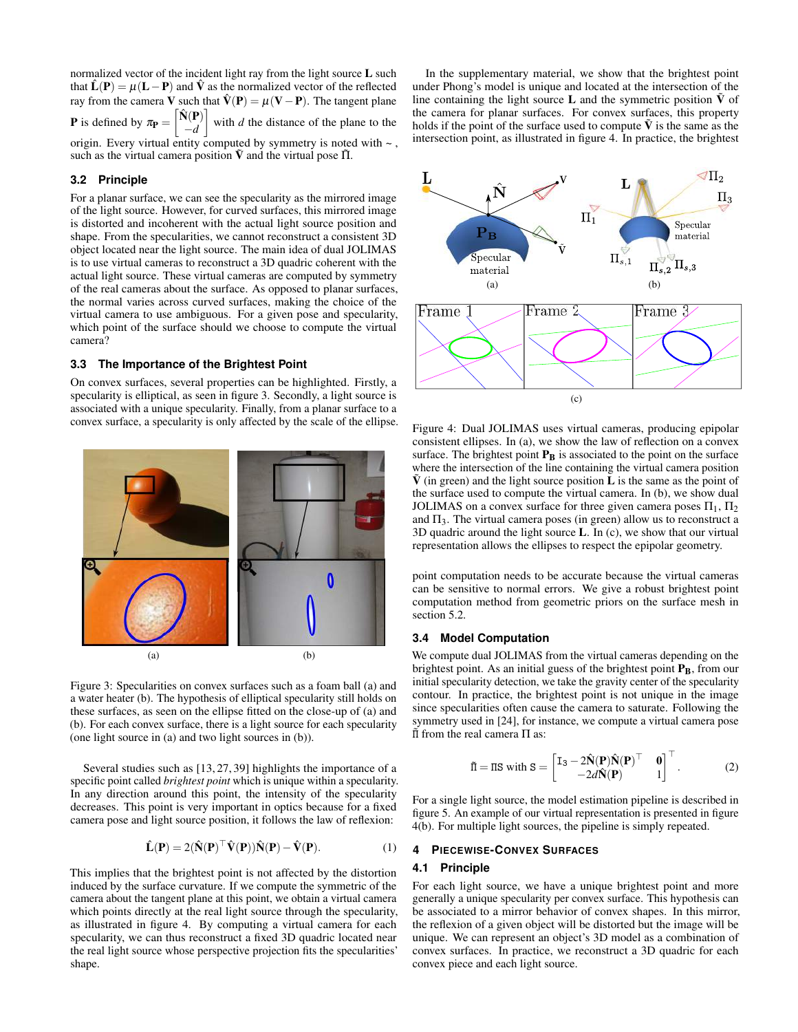normalized vector of the incident light ray from the light source $\mathbf{L}$ such that $\hat{\mathbf{L}}(\mathbf{P}) = \mu(\mathbf{L} - \mathbf{P})$ and $\hat{\mathbf{V}}$ as the normalized vector of the reflected ray from the camera $\mathbf{V}$ such that $\hat{\mathbf{V}}(\mathbf{P}) = \mu(\mathbf{V} - \mathbf{P})$. The tangent plane $\mathbf{P}$ is defined by $\pi_{\mathbf{P}} = \begin{bmatrix} \hat{\mathbf{N}}(\mathbf{P}) \\ -d \end{bmatrix}$ with $d$ the distance of the plane to the origin. Every virtual entity computed by symmetry is noted with $\sim$, such as the virtual camera position $\tilde{\mathbf{V}}$ and the virtual pose $\tilde{\Pi}$.

### 3.2 Principle

For a planar surface, we can see the specularity as the mirrored image of the light source. However, for curved surfaces, this mirrored image is distorted and incoherent with the actual light source position and shape. From the specularities, we cannot reconstruct a consistent 3D object located near the light source. The main idea of dual JOLIMAS is to use virtual cameras to reconstruct a 3D quadric coherent with the actual light source. These virtual cameras are computed by symmetry of the real cameras about the surface. As opposed to planar surfaces, the normal varies across curved surfaces, making the choice of the virtual camera to use ambiguous. For a given pose and specularity, which point of the surface should we choose to compute the virtual camera?

### 3.3 The Importance of the Brightest Point

On convex surfaces, several properties can be highlighted. Firstly, a specularity is elliptical, as seen in figure 3. Secondly, a light source is associated with a unique specularity. Finally, from a planar surface to a convex surface, a specularity is only affected by the scale of the ellipse.

Figure 3: Specularities on convex surfaces such as a foam ball (a) and a water heater (b). The hypothesis of elliptical specularity still holds on these surfaces, as seen on the ellipse fitted on the close-up of (a) and (b). For each convex surface, there is a light source for each specularity (one light source in (a) and two light sources in (b)).

Several studies such as [13, 27, 39] highlight the importance of a specific point called *brightest point* which is unique within a specularity. In any direction around this point, the intensity of the specularity decreases. This point is very important in optics because for a fixed camera pose and light source position, it follows the law of reflexion:

$$\hat{\mathbf{L}}(\mathbf{P}) = 2(\hat{\mathbf{N}}(\mathbf{P})^\top \hat{\mathbf{V}}(\mathbf{P}))\hat{\mathbf{N}}(\mathbf{P}) - \hat{\mathbf{V}}(\mathbf{P}). \tag{1}$$

This implies that the brightest point is not affected by the distortion induced by the surface curvature. If we compute the symmetric of the camera about the tangent plane at this point, we obtain a virtual camera which points directly at the real light source through the specularity, as illustrated in figure 4. By computing a virtual camera for each specularity, we can thus reconstruct a fixed 3D quadric located near the real light source whose perspective projection fits the specularities' shape.

In the supplementary material, we show that the brightest point under Phong's model is unique and located at the intersection of the line containing the light source $\mathbf{L}$ and the symmetric position $\tilde{\mathbf{V}}$ of the camera for planar surfaces. For convex surfaces, this property holds if the point of the surface used to compute $\tilde{\mathbf{V}}$ is the same as the intersection point, as illustrated in figure 4. In practice, the brightest point computation needs to be accurate because the virtual cameras can be sensitive to normal errors. We give a robust brightest point computation method from geometric priors on the surface mesh in section 5.2.

Figure 4: Dual JOLIMAS uses virtual cameras, producing epipolar consistent ellipses. In (a), we show the law of reflection on a convex surface. The brightest point $\mathbf{P_B}$ is associated to the point on the surface where the intersection of the line containing the virtual camera position $\tilde{\mathbf{V}}$ (in green) and the light source position $\mathbf{L}$ is the same as the point of the surface used to compute the virtual camera. In (b), we show dual JOLIMAS on a convex surface for three given camera poses $\Pi_1$, $\Pi_2$ and $\Pi_3$. The virtual camera poses (in green) allow us to reconstruct a 3D quadric around the light source $\mathbf{L}$. In (c), we show that our virtual representation allows the ellipses to respect the epipolar geometry.

### 3.4 Model Computation

We compute dual JOLIMAS from the virtual cameras depending on the brightest point. As an initial guess of the brightest point $\mathbf{P_B}$, from our initial specularity detection, we take the gravity center of the specularity contour. In practice, the brightest point is not unique in the image since specularities often cause the camera to saturate. Following the symmetry used in [24], for instance, we compute a virtual camera pose $\tilde{\Pi}$ from the real camera $\Pi$ as:

$$\tilde{\Pi} = \Pi \mathsf{S} \text{ with } \mathsf{S} = \begin{bmatrix} \mathtt{I}_3 - 2\hat{\mathbf{N}}(\mathbf{P})\hat{\mathbf{N}}(\mathbf{P})^\top & \mathbf{0} \\ -2d\hat{\mathbf{N}}(\mathbf{P}) & 1 \end{bmatrix}^\top. \tag{2}$$

For a single light source, the model estimation pipeline is described in figure 5. An example of our virtual representation is presented in figure 4(b). For multiple light sources, the pipeline is simply repeated.

## 4 Piecewise-Convex Surfaces

### 4.1 Principle

For each light source, we have a unique brightest point and more generally a unique specularity per convex surface. This hypothesis can be associated to a mirror behavior of convex shapes. In this mirror, the reflexion of a given object will be distorted but the image will be unique. We can represent an object's 3D model as a combination of convex surfaces. In practice, we reconstruct a 3D quadric for each convex piece and each light source.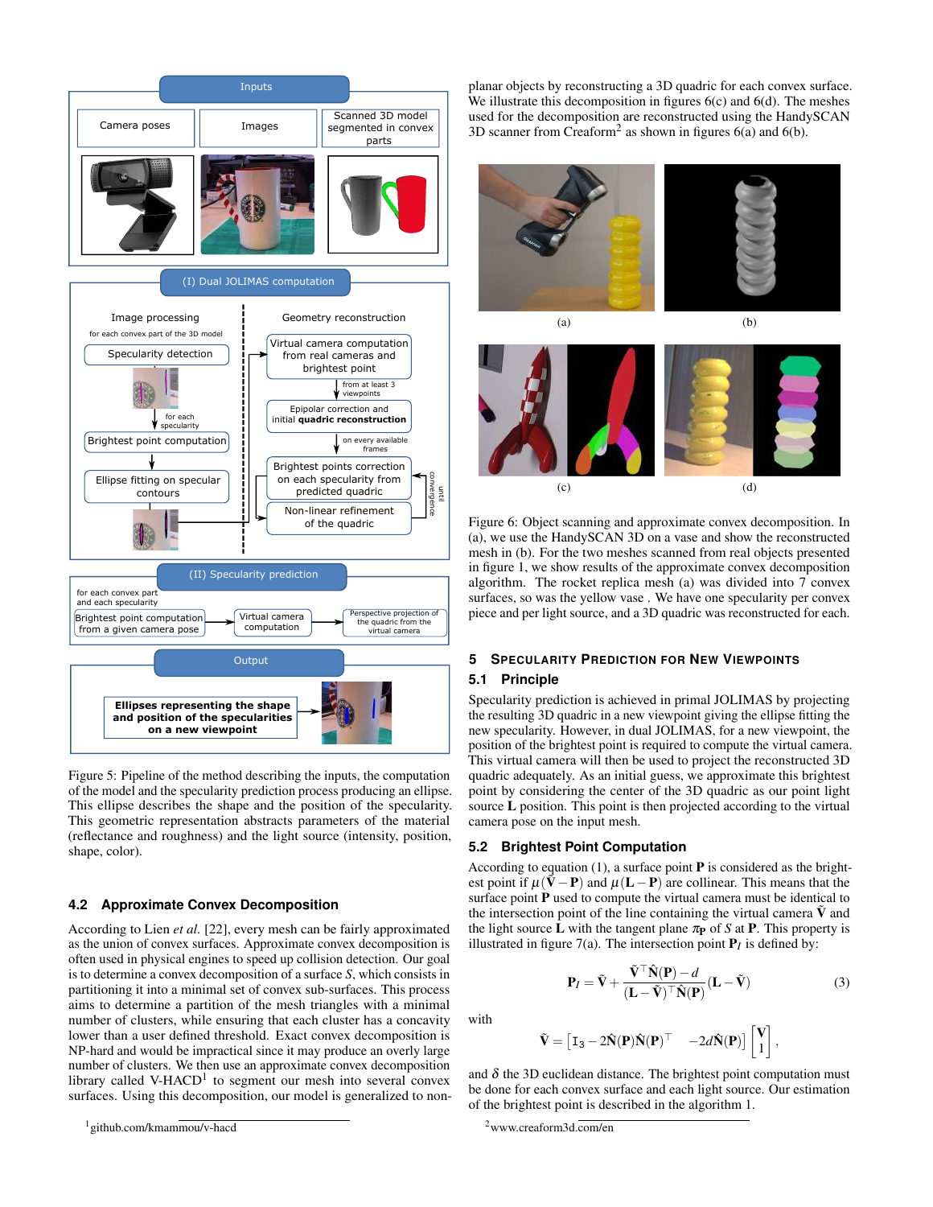Figure 5: Pipeline of the method describing the inputs, the computation of the model and the specularity prediction process producing an ellipse. This ellipse describes the shape and the position of the specularity. This geometric representation abstracts parameters of the material (reflectance and roughness) and the light source (intensity, position, shape, color).

### 4.2 Approximate Convex Decomposition

According to Lien *et al.* [22], every mesh can be fairly approximated as the union of convex surfaces. Approximate convex decomposition is often used in physical engines to speed up collision detection. Our goal is to determine a convex decomposition of a surface $S$, which consists in partitioning it into a minimal set of convex sub-surfaces. This process aims to determine a partition of the mesh triangles with a minimal number of clusters, while ensuring that each cluster has a concavity lower than a user defined threshold. Exact convex decomposition is NP-hard and would be impractical since it may produce an overly large number of clusters. We then use an approximate convex decomposition library called V-HACD[1] to segment our mesh into several convex surfaces. Using this decomposition, our model is generalized to non-planar objects by reconstructing a 3D quadric for each convex surface. We illustrate this decomposition in figures 6(c) and 6(d). The meshes used for the decomposition are reconstructed using the HandySCAN 3D scanner from Creaform[2] as shown in figures 6(a) and 6(b).

[1] github.com/kmammou/v-hacd

Figure 6: Object scanning and approximate convex decomposition. In (a), we use the HandySCAN 3D on a vase and show the reconstructed mesh in (b). For the two meshes scanned from real objects presented in figure 1, we show results of the approximate convex decomposition algorithm. The rocket replica mesh (a) was divided into 7 convex surfaces, so was the yellow vase . We have one specularity per convex piece and per light source, and a 3D quadric was reconstructed for each.

## 5 Specularity Prediction for New Viewpoints

### 5.1 Principle

Specularity prediction is achieved in primal JOLIMAS by projecting the resulting 3D quadric in a new viewpoint giving the ellipse fitting the new specularity. However, in dual JOLIMAS, for a new viewpoint, the position of the brightest point is required to compute the virtual camera. This virtual camera will then be used to project the reconstructed 3D quadric adequately. As an initial guess, we approximate this brightest point by considering the center of the 3D quadric as our point light source $\mathbf{L}$ position. This point is then projected according to the virtual camera pose on the input mesh.

### 5.2 Brightest Point Computation

According to equation (1), a surface point $\mathbf{P}$ is considered as the brightest point if $\mu(\tilde{\mathbf{V}} - \mathbf{P})$ and $\mu(\mathbf{L} - \mathbf{P})$ are collinear. This means that the surface point $\mathbf{P}$ used to compute the virtual camera must be identical to the intersection point of the line containing the virtual camera $\tilde{\mathbf{V}}$ and the light source $\mathbf{L}$ with the tangent plane $\pi_{\mathbf{P}}$ of $S$ at $\mathbf{P}$. This property is illustrated in figure 7(a). The intersection point $\mathbf{P}_I$ is defined by:

$$\mathbf{P}_I = \tilde{\mathbf{V}} + \frac{\tilde{\mathbf{V}}^\top \hat{\mathbf{N}}(\mathbf{P}) - d}{(\mathbf{L} - \tilde{\mathbf{V}})^\top \hat{\mathbf{N}}(\mathbf{P})} (\mathbf{L} - \tilde{\mathbf{V}}) \tag{3}$$

with

$$\tilde{\mathbf{V}} = \begin{bmatrix} \mathtt{I}_3 - 2\hat{\mathbf{N}}(\mathbf{P})\hat{\mathbf{N}}(\mathbf{P})^\top & -2d\hat{\mathbf{N}}(\mathbf{P}) \end{bmatrix} \begin{bmatrix} \mathbf{V} \\ 1 \end{bmatrix},$$

and $\delta$ the 3D euclidean distance. The brightest point computation must be done for each convex surface and each light source. Our estimation of the brightest point is described in the algorithm 1.

[2] www.creaform3d.com/en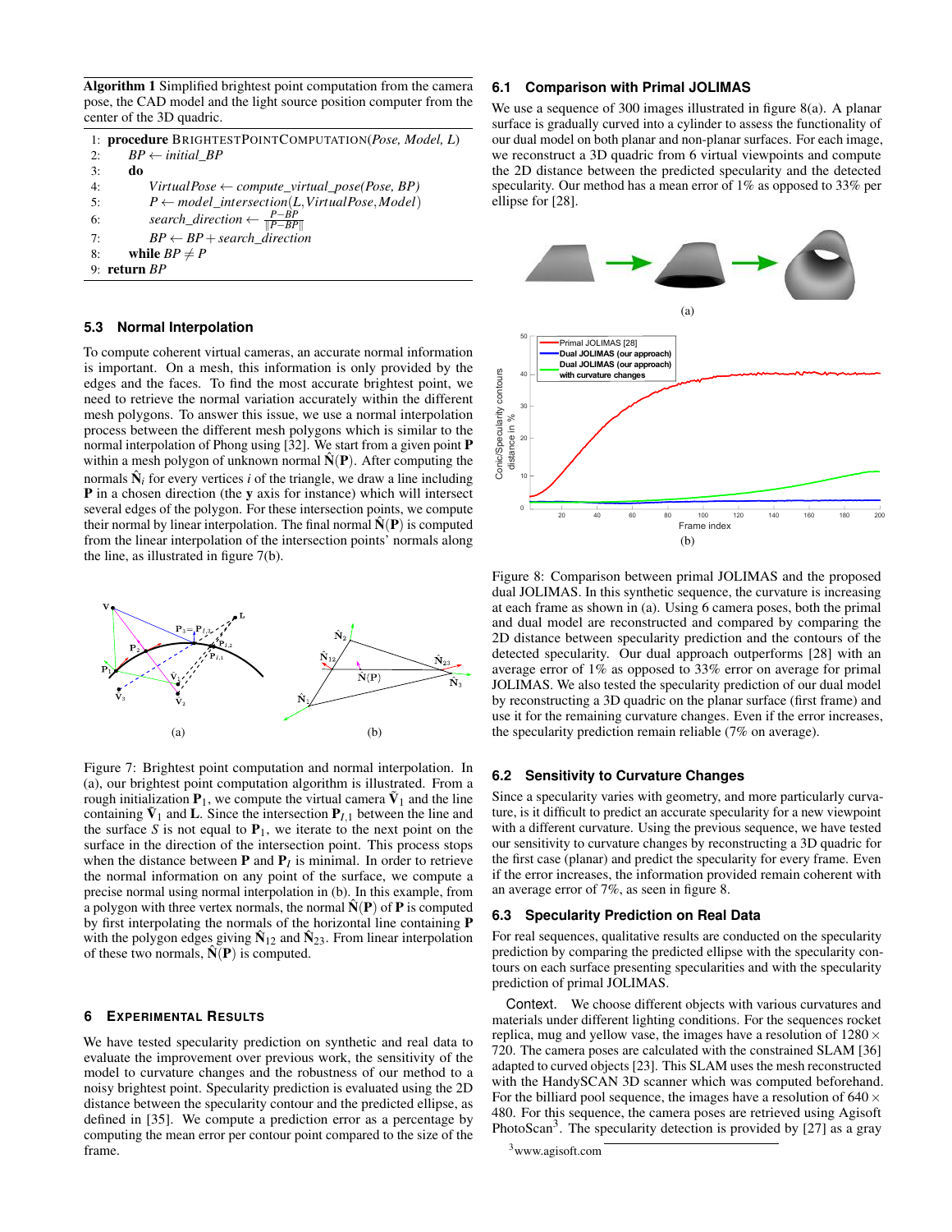**Algorithm 1** Simplified brightest point computation from the camera pose, the CAD model and the light source position computer from the center of the 3D quadric.

```
1: procedure BRIGHTESTPOINTCOMPUTATION(Pose, Model, L)
2:     BP ← initial_BP
3:     do
4:         VirtualPose ← compute_virtual_pose(Pose, BP)
5:         P ← model_intersection(L, VirtualPose, Model)
6:         search_direction ← (P−BP)/‖P−BP‖
7:         BP ← BP + search_direction
8:     while BP ≠ P
9: return BP
```

### 5.3 Normal Interpolation

To compute coherent virtual cameras, an accurate normal information is important. On a mesh, this information is only provided by the edges and the faces. To find the most accurate brightest point, we need to retrieve the normal variation accurately within the different mesh polygons. To answer this issue, we use a normal interpolation process between the different mesh polygons which is similar to the normal interpolation of Phong using [32]. We start from a given point $\mathbf{P}$ within a mesh polygon of unknown normal $\hat{\mathbf{N}}(\mathbf{P})$. After computing the normals $\hat{\mathbf{N}}_i$ for every vertices $i$ of the triangle, we draw a line including $\mathbf{P}$ in a chosen direction (the $\mathbf{y}$ axis for instance) which will intersect several edges of the polygon. For these intersection points, we compute their normal by linear interpolation. The final normal $\hat{\mathbf{N}}(\mathbf{P})$ is computed from the linear interpolation of the intersection points' normals along the line, as illustrated in figure 7(b).

Figure 7: Brightest point computation and normal interpolation. In (a), our brightest point computation algorithm is illustrated. From a rough initialization $\mathbf{P}_1$, we compute the virtual camera $\tilde{\mathbf{V}}_1$ and the line containing $\tilde{\mathbf{V}}_1$ and $\mathbf{L}$. Since the intersection $\mathbf{P}_{I,1}$ between the line and the surface $S$ is not equal to $\mathbf{P}_1$, we iterate to the next point on the surface in the direction of the intersection point. This process stops when the distance between $\mathbf{P}$ and $\mathbf{P}_I$ is minimal. In order to retrieve the normal information on any point of the surface, we compute a precise normal using normal interpolation in (b). In this example, from a polygon with three vertex normals, the normal $\hat{\mathbf{N}}(\mathbf{P})$ of $\mathbf{P}$ is computed by first interpolating the normals of the horizontal line containing $\mathbf{P}$ with the polygon edges giving $\hat{\mathbf{N}}_{12}$ and $\hat{\mathbf{N}}_{23}$. From linear interpolation of these two normals, $\hat{\mathbf{N}}(\mathbf{P})$ is computed.

## 6 Experimental Results

We have tested specularity prediction on synthetic and real data to evaluate the improvement over previous work, the sensitivity of the model to curvature changes and the robustness of our method to a noisy brightest point. Specularity prediction is evaluated using the 2D distance between the specularity contour and the predicted ellipse, as defined in [35]. We compute a prediction error as a percentage by computing the mean error per contour point compared to the size of the frame.

### 6.1 Comparison with Primal JOLIMAS

We use a sequence of 300 images illustrated in figure 8(a). A planar surface is gradually curved into a cylinder to assess the functionality of our dual model on both planar and non-planar surfaces. For each image, we reconstruct a 3D quadric from 6 virtual viewpoints and compute the 2D distance between the predicted specularity and the detected specularity. Our method has a mean error of 1% as opposed to 33% per ellipse for [28].

Figure 8: Comparison between primal JOLIMAS and the proposed dual JOLIMAS. In this synthetic sequence, the curvature is increasing at each frame as shown in (a). Using 6 camera poses, both the primal and dual model are reconstructed and compared by comparing the 2D distance between specularity prediction and the contours of the detected specularity. Our dual approach outperforms [28] with an average error of 1% as opposed to 33% on average for primal JOLIMAS. We also tested the specularity prediction of our dual model by reconstructing a 3D quadric on the planar surface (first frame) and use it for the remaining curvature changes. Even if the error increases, the specularity prediction remain reliable (7% on average).

### 6.2 Sensitivity to Curvature Changes

Since a specularity varies with geometry, and more particularly curvature, is it difficult to predict an accurate specularity for a new viewpoint with a different curvature. Using the previous sequence, we have tested our sensitivity to curvature changes by reconstructing a 3D quadric for the first case (planar) and predict the specularity for every frame. Even if the error increases, the information provided remain coherent with an average error of 7%, as seen in figure 8.

### 6.3 Specularity Prediction on Real Data

For real sequences, qualitative results are conducted on the specularity prediction by comparing the predicted ellipse with the specularity contours on each surface presenting specularities and with the specularity prediction of primal JOLIMAS.

Context. We choose different objects with various curvatures and materials under different lighting conditions. For the sequences rocket replica, mug and yellow vase, the images have a resolution of $1280 \times 720$. The camera poses are calculated with the constrained SLAM [36] adapted to curved objects [23]. This SLAM uses the mesh reconstructed with the HandySCAN 3D scanner which was computed beforehand. For the billiard pool sequence, the images have a resolution of $640 \times 480$. For this sequence, the camera poses are retrieved using Agisoft PhotoScan[3]. The specularity detection is provided by [27] as a gray

[3] www.agisoft.com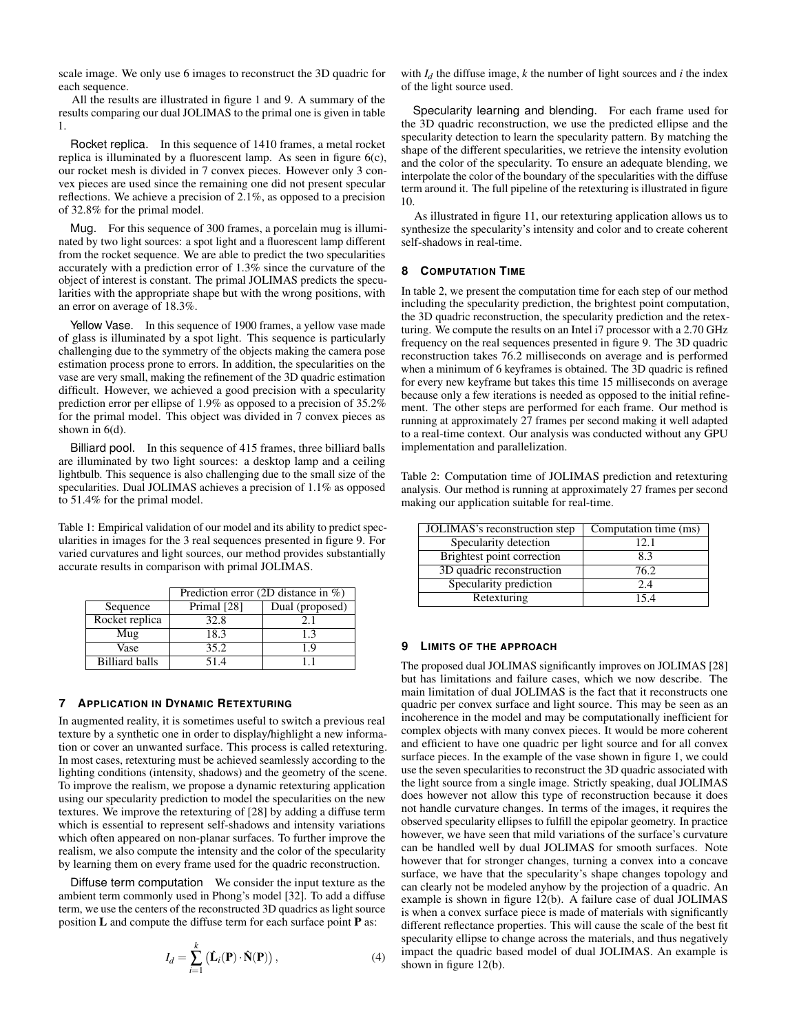scale image. We only use 6 images to reconstruct the 3D quadric for each sequence.

All the results are illustrated in figure 1 and 9. A summary of the results comparing our dual JOLIMAS to the primal one is given in table 1.

**Rocket replica.** In this sequence of 1410 frames, a metal rocket replica is illuminated by a fluorescent lamp. As seen in figure 6(c), our rocket mesh is divided in 7 convex pieces. However only 3 convex pieces are used since the remaining one did not present specular reflections. We achieve a precision of 2.1%, as opposed to a precision of 32.8% for the primal model.

**Mug.** For this sequence of 300 frames, a porcelain mug is illuminated by two light sources: a spot light and a fluorescent lamp different from the rocket sequence. We are able to predict the two specularities accurately with a prediction error of 1.3% since the curvature of the object of interest is constant. The primal JOLIMAS predicts the specularities with the appropriate shape but with the wrong positions, with an error on average of 18.3%.

**Yellow Vase.** In this sequence of 1900 frames, a yellow vase made of glass is illuminated by a spot light. This sequence is particularly challenging due to the symmetry of the objects making the camera pose estimation process prone to errors. In addition, the specularities on the vase are very small, making the refinement of the 3D quadric estimation difficult. However, we achieved a good precision with a specularity prediction error per ellipse of 1.9% as opposed to a precision of 35.2% for the primal model. This object was divided in 7 convex pieces as shown in 6(d).

**Billiard pool.** In this sequence of 415 frames, three billiard balls are illuminated by two light sources: a desktop lamp and a ceiling lightbulb. This sequence is also challenging due to the small size of the specularities. Dual JOLIMAS achieves a precision of 1.1% as opposed to 51.4% for the primal model.

Table 1: Empirical validation of our model and its ability to predict specularities in images for the 3 real sequences presented in figure 9. For varied curvatures and light sources, our method provides substantially accurate results in comparison with primal JOLIMAS.

| | Prediction error (2D distance in %) | |
|---|---|---|
| Sequence | Primal [28] | Dual (proposed) |
| Rocket replica | 32.8 | 2.1 |
| Mug | 18.3 | 1.3 |
| Vase | 35.2 | 1.9 |
| Billiard balls | 51.4 | 1.1 |

## 7 Application in Dynamic Retexturing

In augmented reality, it is sometimes useful to switch a previous real texture by a synthetic one in order to display/highlight a new information or cover an unwanted surface. This process is called retexturing. In most cases, retexturing must be achieved seamlessly according to the lighting conditions (intensity, shadows) and the geometry of the scene. To improve the realism, we propose a dynamic retexturing application using our specularity prediction to model the specularities on the new textures. We improve the retexturing of [28] by adding a diffuse term which is essential to represent self-shadows and intensity variations which often appeared on non-planar surfaces. To further improve the realism, we also compute the intensity and the color of the specularity by learning them on every frame used for the quadric reconstruction.

**Diffuse term computation** We consider the input texture as the ambient term commonly used in Phong's model [32]. To add a diffuse term, we use the centers of the reconstructed 3D quadrics as light source position $\mathbf{L}$ and compute the diffuse term for each surface point $\mathbf{P}$ as:

$$I_d = \sum_{i=1}^{k} \left( \hat{\mathbf{L}}_i(\mathbf{P}) \cdot \hat{\mathbf{N}}(\mathbf{P}) \right), \tag{4}$$

with $I_d$ the diffuse image, $k$ the number of light sources and $i$ the index of the light source used.

**Specularity learning and blending.** For each frame used for the 3D quadric reconstruction, we use the predicted ellipse and the specularity detection to learn the specularity pattern. By matching the shape of the different specularities, we retrieve the intensity evolution and the color of the specularity. To ensure an adequate blending, we interpolate the color of the boundary of the specularities with the diffuse term around it. The full pipeline of the retexturing is illustrated in figure 10.

As illustrated in figure 11, our retexturing application allows us to synthesize the specularity's intensity and color and to create coherent self-shadows in real-time.

## 8 Computation Time

In table 2, we present the computation time for each step of our method including the specularity prediction, the brightest point computation, the 3D quadric reconstruction, the specularity prediction and the retexturing. We compute the results on an Intel i7 processor with a 2.70 GHz frequency on the real sequences presented in figure 9. The 3D quadric reconstruction takes 76.2 milliseconds on average and is performed when a minimum of 6 keyframes is obtained. The 3D quadric is refined for every new keyframe but takes this time 15 milliseconds on average because only a few iterations is needed as opposed to the initial refinement. The other steps are performed for each frame. Our method is running at approximately 27 frames per second making it well adapted to a real-time context. Our analysis was conducted without any GPU implementation and parallelization.

Table 2: Computation time of JOLIMAS prediction and retexturing analysis. Our method is running at approximately 27 frames per second making our application suitable for real-time.

| JOLIMAS's reconstruction step | Computation time (ms) |
|---|---|
| Specularity detection | 12.1 |
| Brightest point correction | 8.3 |
| 3D quadric reconstruction | 76.2 |
| Specularity prediction | 2.4 |
| Retexturing | 15.4 |

## 9 Limits of the Approach

The proposed dual JOLIMAS significantly improves on JOLIMAS [28] but has limitations and failure cases, which we now describe. The main limitation of dual JOLIMAS is the fact that it reconstructs one quadric per convex surface and light source. This may be seen as an incoherence in the model and may be computationally inefficient for complex objects with many convex pieces. It would be more coherent and efficient to have one quadric per light source and for all convex surface pieces. In the example of the vase shown in figure 1, we could use the seven specularities to reconstruct the 3D quadric associated with the light source from a single image. Strictly speaking, dual JOLIMAS does however not allow this type of reconstruction because it does not handle curvature changes. In terms of the images, it requires the observed specularity ellipses to fulfill the epipolar geometry. In practice however, we have seen that mild variations of the surface's curvature can be handled well by dual JOLIMAS for smooth surfaces. Note however that for stronger changes, turning a convex into a concave surface, we have that the specularity's shape changes topology and can clearly not be modeled anyhow by the projection of a quadric. An example is shown in figure 12(b). A failure case of dual JOLIMAS is when a convex surface piece is made of materials with significantly different reflectance properties. This will cause the scale of the best fit specularity ellipse to change across the materials, and thus negatively impact the quadric based model of dual JOLIMAS. An example is shown in figure 12(b).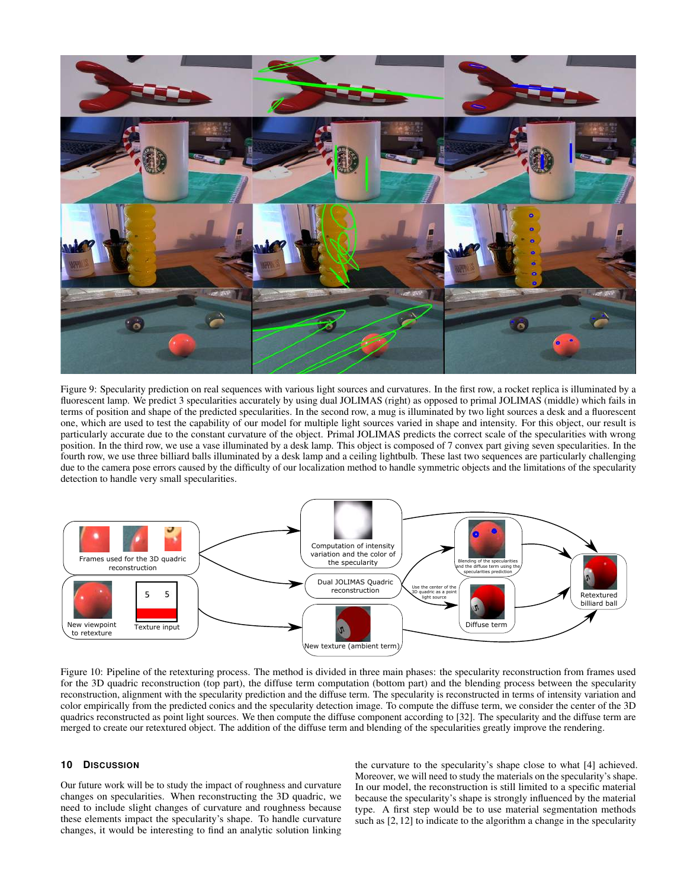Figure 9: Specularity prediction on real sequences with various light sources and curvatures. In the first row, a rocket replica is illuminated by a fluorescent lamp. We predict 3 specularities accurately by using dual JOLIMAS (right) as opposed to primal JOLIMAS (middle) which fails in terms of position and shape of the predicted specularities. In the second row, a mug is illuminated by two light sources a desk and a fluorescent one, which are used to test the capability of our model for multiple light sources varied in shape and intensity. For this object, our result is particularly accurate due to the constant curvature of the object. Primal JOLIMAS predicts the correct scale of the specularities with wrong position. In the third row, we use a vase illuminated by a desk lamp. This object is composed of 7 convex part giving seven specularities. In the fourth row, we use three billiard balls illuminated by a desk lamp and a ceiling lightbulb. These last two sequences are particularly challenging due to the camera pose errors caused by the difficulty of our localization method to handle symmetric objects and the limitations of the specularity detection to handle very small specularities.

Figure 10: Pipeline of the retexturing process. The method is divided in three main phases: the specularity reconstruction from frames used for the 3D quadric reconstruction (top part), the diffuse term computation (bottom part) and the blending process between the specularity reconstruction, alignment with the specularity prediction and the diffuse term. The specularity is reconstructed in terms of intensity variation and color empirically from the predicted conics and the specularity detection image. To compute the diffuse term, we consider the center of the 3D quadrics reconstructed as point light sources. We then compute the diffuse component according to [32]. The specularity and the diffuse term are merged to create our retextured object. The addition of the diffuse term and blending of the specularities greatly improve the rendering.

## 10 Discussion

Our future work will be to study the impact of roughness and curvature changes on specularities. When reconstructing the 3D quadric, we need to include slight changes of curvature and roughness because these elements impact the specularity's shape. To handle curvature changes, it would be interesting to find an analytic solution linking the curvature to the specularity's shape close to what [4] achieved. Moreover, we will need to study the materials on the specularity's shape. In our model, the reconstruction is still limited to a specific material because the specularity's shape is strongly influenced by the material type. A first step would be to use material segmentation methods such as [2, 12] to indicate to the algorithm a change in the specularity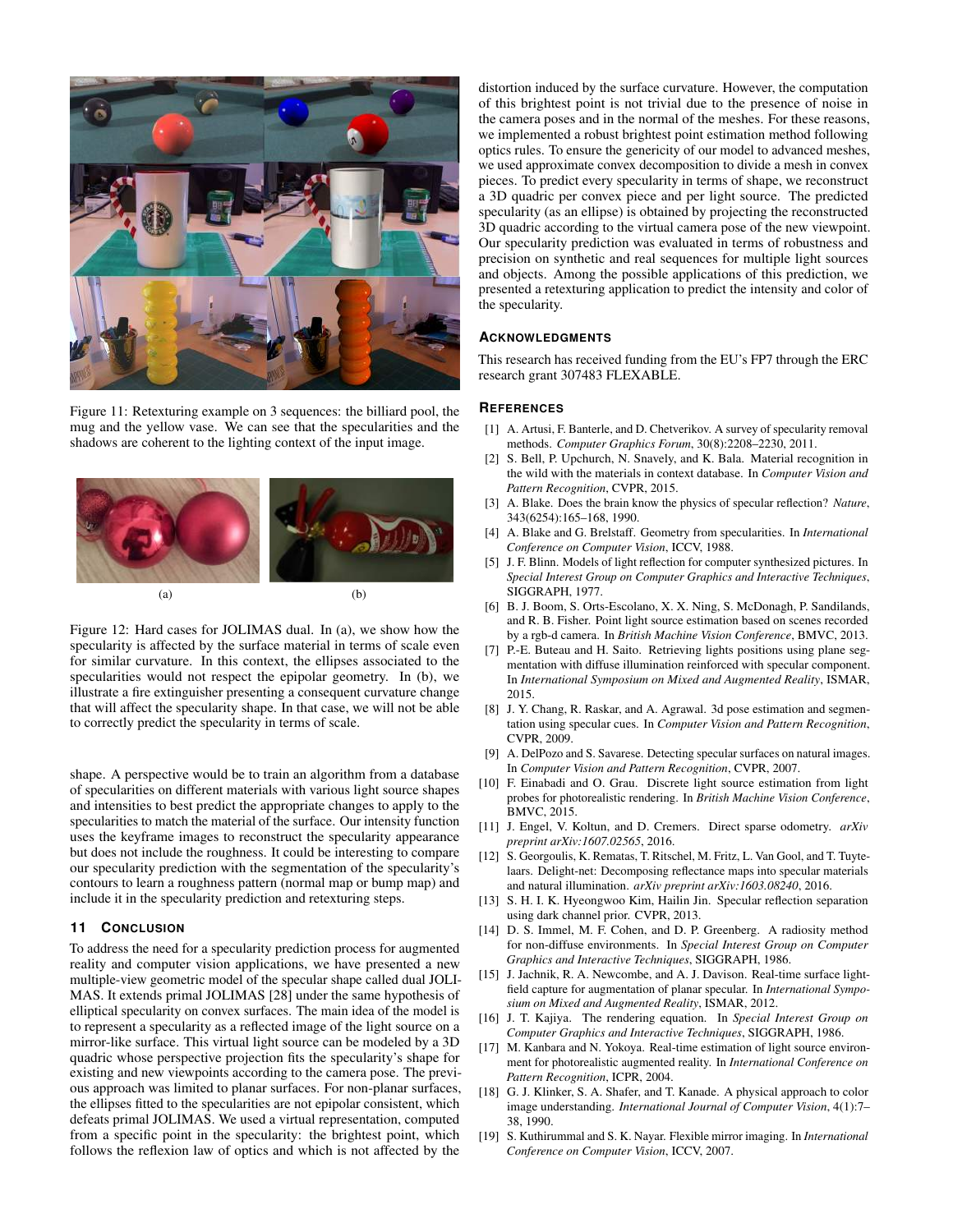Figure 11: Retexturing example on 3 sequences: the billiard pool, the mug and the yellow vase. We can see that the specularities and the shadows are coherent to the lighting context of the input image.

(a) (b)

Figure 12: Hard cases for JOLIMAS dual. In (a), we show how the specularity is affected by the surface material in terms of scale even for similar curvature. In this context, the ellipses associated to the specularities would not respect the epipolar geometry. In (b), we illustrate a fire extinguisher presenting a consequent curvature change that will affect the specularity shape. In that case, we will not be able to correctly predict the specularity in terms of scale.

shape. A perspective would be to train an algorithm from a database of specularities on different materials with various light source shapes and intensities to best predict the appropriate changes to apply to the specularities to match the material of the surface. Our intensity function uses the keyframe images to reconstruct the specularity appearance but does not include the roughness. It could be interesting to compare our specularity prediction with the segmentation of the specularity's contours to learn a roughness pattern (normal map or bump map) and include it in the specularity prediction and retexturing steps.

## 11 Conclusion

To address the need for a specularity prediction process for augmented reality and computer vision applications, we have presented a new multiple-view geometric model of the specular shape called dual JOLIMAS. It extends primal JOLIMAS [28] under the same hypothesis of elliptical specularity on convex surfaces. The main idea of the model is to represent a specularity as a reflected image of the light source on a mirror-like surface. This virtual light source can be modeled by a 3D quadric whose perspective projection fits the specularity's shape for existing and new viewpoints according to the camera pose. The previous approach was limited to planar surfaces. For non-planar surfaces, the ellipses fitted to the specularities are not epipolar consistent, which defeats primal JOLIMAS. We used a virtual representation, computed from a specific point in the specularity: the brightest point, which follows the reflexion law of optics and which is not affected by the distortion induced by the surface curvature. However, the computation of this brightest point is not trivial due to the presence of noise in the camera poses and in the normal of the meshes. For these reasons, we implemented a robust brightest point estimation method following optics rules. To ensure the genericity of our model to advanced meshes, we used approximate convex decomposition to divide a mesh in convex pieces. To predict every specularity in terms of shape, we reconstruct a 3D quadric per convex piece and per light source. The predicted specularity (as an ellipse) is obtained by projecting the reconstructed 3D quadric according to the virtual camera pose of the new viewpoint. Our specularity prediction was evaluated in terms of robustness and precision on synthetic and real sequences for multiple light sources and objects. Among the possible applications of this prediction, we presented a retexturing application to predict the intensity and color of the specularity.

## Acknowledgments

This research has received funding from the EU's FP7 through the ERC research grant 307483 FLEXABLE.

## References

[1] A. Artusi, F. Banterle, and D. Chetverikov. A survey of specularity removal methods. *Computer Graphics Forum*, 30(8):2208–2230, 2011.

[2] S. Bell, P. Upchurch, N. Snavely, and K. Bala. Material recognition in the wild with the materials in context database. In *Computer Vision and Pattern Recognition*, CVPR, 2015.

[3] A. Blake. Does the brain know the physics of specular reflection? *Nature*, 343(6254):165–168, 1990.

[4] A. Blake and G. Brelstaff. Geometry from specularities. In *International Conference on Computer Vision*, ICCV, 1988.

[5] J. F. Blinn. Models of light reflection for computer synthesized pictures. In *Special Interest Group on Computer Graphics and Interactive Techniques*, SIGGRAPH, 1977.

[6] B. J. Boom, S. Orts-Escolano, X. X. Ning, S. McDonagh, P. Sandilands, and R. B. Fisher. Point light source estimation based on scenes recorded by a rgb-d camera. In *British Machine Vision Conference*, BMVC, 2013.

[7] P.-E. Buteau and H. Saito. Retrieving lights positions using plane segmentation with diffuse illumination reinforced with specular component. In *International Symposium on Mixed and Augmented Reality*, ISMAR, 2015.

[8] J. Y. Chang, R. Raskar, and A. Agrawal. 3d pose estimation and segmentation using specular cues. In *Computer Vision and Pattern Recognition*, CVPR, 2009.

[9] A. DelPozo and S. Savarese. Detecting specular surfaces on natural images. In *Computer Vision and Pattern Recognition*, CVPR, 2007.

[10] F. Einabadi and O. Grau. Discrete light source estimation from light probes for photorealistic rendering. In *British Machine Vision Conference*, BMVC, 2015.

[11] J. Engel, V. Koltun, and D. Cremers. Direct sparse odometry. *arXiv preprint arXiv:1607.02565*, 2016.

[12] S. Georgoulis, K. Rematas, T. Ritschel, M. Fritz, L. Van Gool, and T. Tuytelaars. Delight-net: Decomposing reflectance maps into specular materials and natural illumination. *arXiv preprint arXiv:1603.08240*, 2016.

[13] S. H. I. K. Hyeongwoo Kim, Hailin Jin. Specular reflection separation using dark channel prior. CVPR, 2013.

[14] D. S. Immel, M. F. Cohen, and D. P. Greenberg. A radiosity method for non-diffuse environments. In *Special Interest Group on Computer Graphics and Interactive Techniques*, SIGGRAPH, 1986.

[15] J. Jachnik, R. A. Newcombe, and A. J. Davison. Real-time surface lightfield capture for augmentation of planar specular. In *International Symposium on Mixed and Augmented Reality*, ISMAR, 2012.

[16] J. T. Kajiya. The rendering equation. In *Special Interest Group on Computer Graphics and Interactive Techniques*, SIGGRAPH, 1986.

[17] M. Kanbara and N. Yokoya. Real-time estimation of light source environment for photorealistic augmented reality. In *International Conference on Pattern Recognition*, ICPR, 2004.

[18] G. J. Klinker, S. A. Shafer, and T. Kanade. A physical approach to color image understanding. *International Journal of Computer Vision*, 4(1):7–38, 1990.

[19] S. Kuthirummal and S. K. Nayar. Flexible mirror imaging. In *International Conference on Computer Vision*, ICCV, 2007.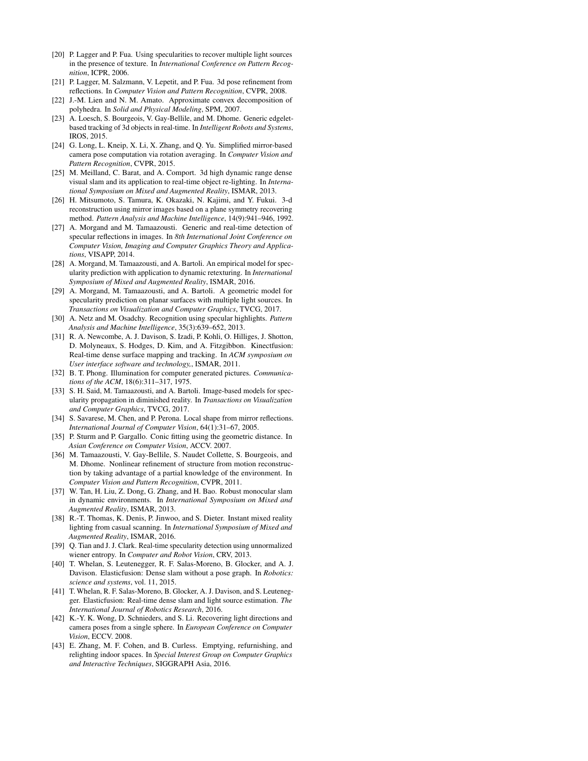[20] P. Lagger and P. Fua. Using specularities to recover multiple light sources in the presence of texture. In *International Conference on Pattern Recognition*, ICPR, 2006.

[21] P. Lagger, M. Salzmann, V. Lepetit, and P. Fua. 3d pose refinement from reflections. In *Computer Vision and Pattern Recognition*, CVPR, 2008.

[22] J.-M. Lien and N. M. Amato. Approximate convex decomposition of polyhedra. In *Solid and Physical Modeling*, SPM, 2007.

[23] A. Loesch, S. Bourgeois, V. Gay-Bellile, and M. Dhome. Generic edgelet-based tracking of 3d objects in real-time. In *Intelligent Robots and Systems*, IROS, 2015.

[24] G. Long, L. Kneip, X. Li, X. Zhang, and Q. Yu. Simplified mirror-based camera pose computation via rotation averaging. In *Computer Vision and Pattern Recognition*, CVPR, 2015.

[25] M. Meilland, C. Barat, and A. Comport. 3d high dynamic range dense visual slam and its application to real-time object re-lighting. In *International Symposium on Mixed and Augmented Reality*, ISMAR, 2013.

[26] H. Mitsumoto, S. Tamura, K. Okazaki, N. Kajimi, and Y. Fukui. 3-d reconstruction using mirror images based on a plane symmetry recovering method. *Pattern Analysis and Machine Intelligence*, 14(9):941–946, 1992.

[27] A. Morgand and M. Tamaazousti. Generic and real-time detection of specular reflections in images. In *8th International Joint Conference on Computer Vision, Imaging and Computer Graphics Theory and Applications*, VISAPP, 2014.

[28] A. Morgand, M. Tamaazousti, and A. Bartoli. An empirical model for specularity prediction with application to dynamic retexturing. In *International Symposium of Mixed and Augmented Reality*, ISMAR, 2016.

[29] A. Morgand, M. Tamaazousti, and A. Bartoli. A geometric model for specularity prediction on planar surfaces with multiple light sources. In *Transactions on Visualization and Computer Graphics*, TVCG, 2017.

[30] A. Netz and M. Osadchy. Recognition using specular highlights. *Pattern Analysis and Machine Intelligence*, 35(3):639–652, 2013.

[31] R. A. Newcombe, A. J. Davison, S. Izadi, P. Kohli, O. Hilliges, J. Shotton, D. Molyneaux, S. Hodges, D. Kim, and A. Fitzgibbon. Kinectfusion: Real-time dense surface mapping and tracking. In *ACM symposium on User interface software and technology,*, ISMAR, 2011.

[32] B. T. Phong. Illumination for computer generated pictures. *Communications of the ACM*, 18(6):311–317, 1975.

[33] S. H. Said, M. Tamaazousti, and A. Bartoli. Image-based models for specularity propagation in diminished reality. In *Transactions on Visualization and Computer Graphics*, TVCG, 2017.

[34] S. Savarese, M. Chen, and P. Perona. Local shape from mirror reflections. *International Journal of Computer Vision*, 64(1):31–67, 2005.

[35] P. Sturm and P. Gargallo. Conic fitting using the geometric distance. In *Asian Conference on Computer Vision*, ACCV. 2007.

[36] M. Tamaazousti, V. Gay-Bellile, S. Naudet Collette, S. Bourgeois, and M. Dhome. Nonlinear refinement of structure from motion reconstruction by taking advantage of a partial knowledge of the environment. In *Computer Vision and Pattern Recognition*, CVPR, 2011.

[37] W. Tan, H. Liu, Z. Dong, G. Zhang, and H. Bao. Robust monocular slam in dynamic environments. In *International Symposium on Mixed and Augmented Reality*, ISMAR, 2013.

[38] R.-T. Thomas, K. Denis, P. Jinwoo, and S. Dieter. Instant mixed reality lighting from casual scanning. In *International Symposium of Mixed and Augmented Reality*, ISMAR, 2016.

[39] Q. Tian and J. J. Clark. Real-time specularity detection using unnormalized wiener entropy. In *Computer and Robot Vision*, CRV, 2013.

[40] T. Whelan, S. Leutenegger, R. F. Salas-Moreno, B. Glocker, and A. J. Davison. Elasticfusion: Dense slam without a pose graph. In *Robotics: science and systems*, vol. 11, 2015.

[41] T. Whelan, R. F. Salas-Moreno, B. Glocker, A. J. Davison, and S. Leutenegger. Elasticfusion: Real-time dense slam and light source estimation. *The International Journal of Robotics Research*, 2016.

[42] K.-Y. K. Wong, D. Schnieders, and S. Li. Recovering light directions and camera poses from a single sphere. In *European Conference on Computer Vision*, ECCV. 2008.

[43] E. Zhang, M. F. Cohen, and B. Curless. Emptying, refurnishing, and relighting indoor spaces. In *Special Interest Group on Computer Graphics and Interactive Techniques*, SIGGRAPH Asia, 2016.